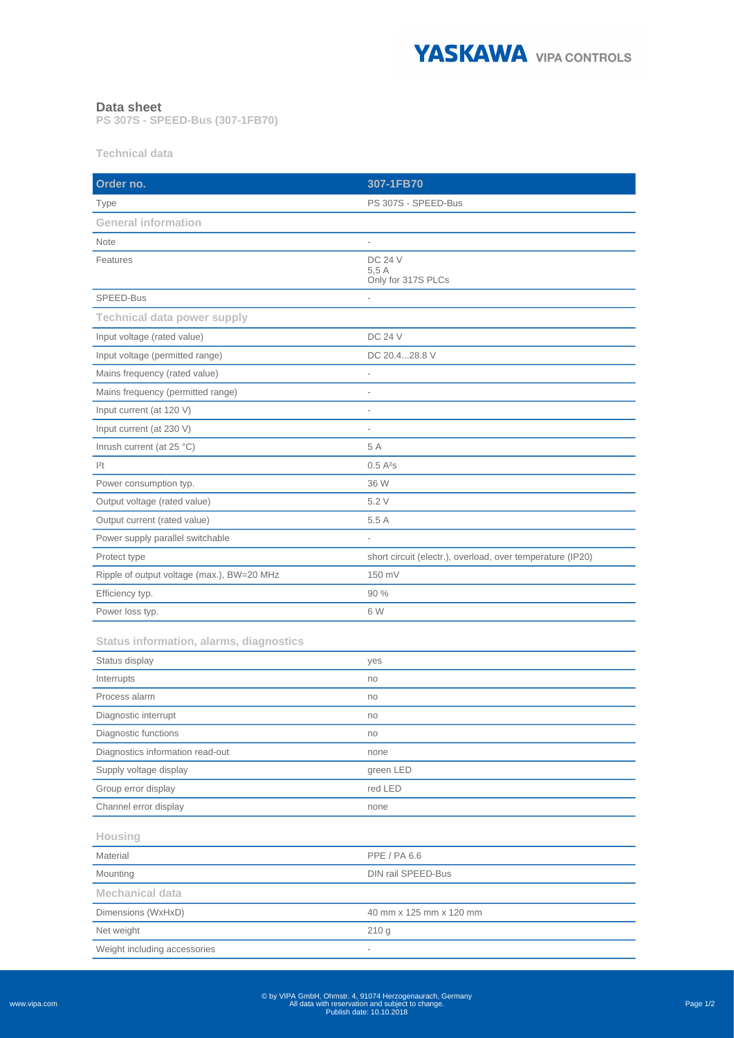# Data sheet

**PS 307S - SPEED-Bus (307-1FB70)**

## Technical data

| Order no. | 307-1FB70 |
|---|---|
| Type | PS 307S - SPEED-Bus |
| **General information** | |
| Note | - |
| Features | DC 24 V<br>5,5 A<br>Only for 317S PLCs |
| SPEED-Bus | - |
| **Technical data power supply** | |
| Input voltage (rated value) | DC 24 V |
| Input voltage (permitted range) | DC 20.4...28.8 V |
| Mains frequency (rated value) | - |
| Mains frequency (permitted range) | - |
| Input current (at 120 V) | - |
| Input current (at 230 V) | - |
| Inrush current (at 25 °C) | 5 A |
| $I^2t$ | 0.5 $A^2s$ |
| Power consumption typ. | 36 W |
| Output voltage (rated value) | 5.2 V |
| Output current (rated value) | 5.5 A |
| Power supply parallel switchable | - |
| Protect type | short circuit (electr.), overload, over temperature (IP20) |
| Ripple of output voltage (max.), BW=20 MHz | 150 mV |
| Efficiency typ. | 90 % |
| Power loss typ. | 6 W |

### Status information, alarms, diagnostics

| | |
|---|---|
| Status display | yes |
| Interrupts | no |
| Process alarm | no |
| Diagnostic interrupt | no |
| Diagnostic functions | no |
| Diagnostics information read-out | none |
| Supply voltage display | green LED |
| Group error display | red LED |
| Channel error display | none |

### Housing

| | |
|---|---|
| Material | PPE / PA 6.6 |
| Mounting | DIN rail SPEED-Bus |
| **Mechanical data** | |
| Dimensions (WxHxD) | 40 mm x 125 mm x 120 mm |
| Net weight | 210 g |
| Weight including accessories | - |

© by VIPA GmbH, Ohmstr. 4, 91074 Herzogenaurach, Germany
All data with reservation and subject to change.
Publish date: 10.10.2018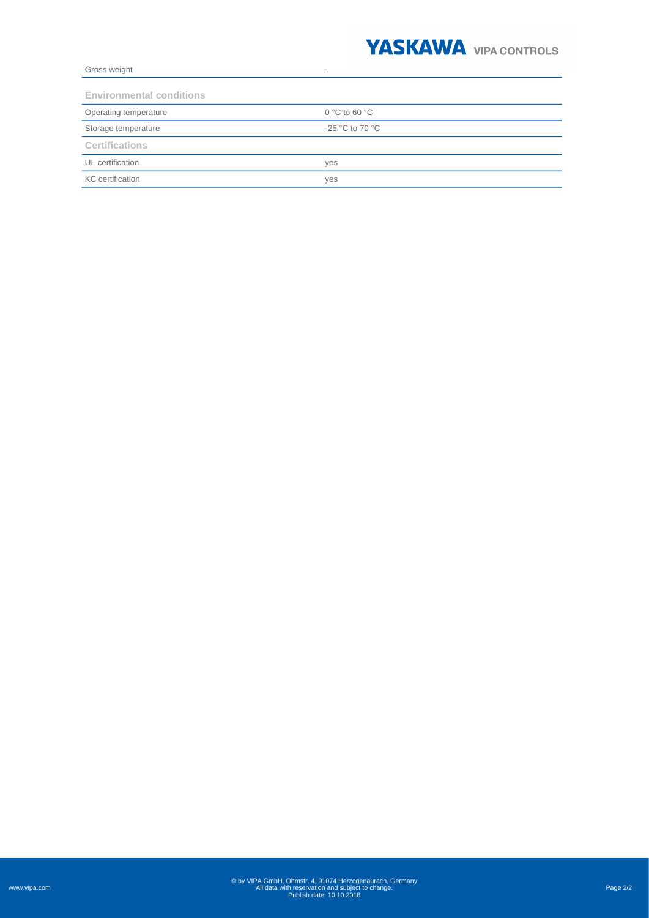| | |
|---|---|
| Gross weight | - |

## Environmental conditions

| | |
|---|---|
| Operating temperature | 0 °C to 60 °C |
| Storage temperature | -25 °C to 70 °C |

## Certifications

| | |
|---|---|
| UL certification | yes |
| KC certification | yes |

© by VIPA GmbH, Ohmstr. 4, 91074 Herzogenaurach, Germany
All data with reservation and subject to change.
Publish date: 10.10.2018